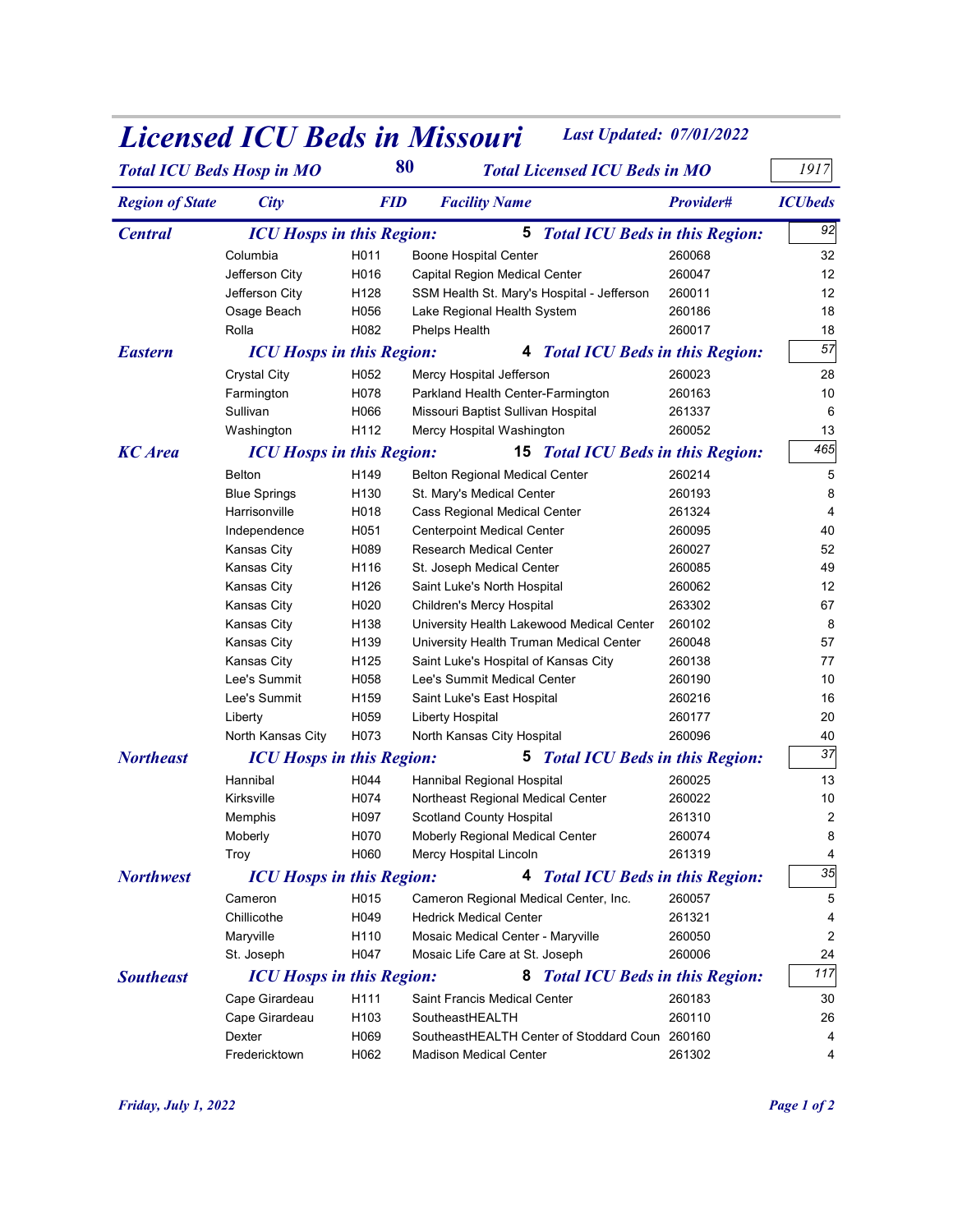# Licensed ICU Beds in Missouri

**Last Updated: 07/01/2022**

**Total ICU Beds Hosp in MO:** 80 **Total Licensed ICU Beds in MO:** 1917

| Region of State | City | FID | Facility Name | Provider# | ICUbeds |
|---|---|---|---|---|---|
| **Central** | *ICU Hosps in this Region:* 5 | | *Total ICU Beds in this Region:* | | 92 |
| | Columbia | H011 | Boone Hospital Center | 260068 | 32 |
| | Jefferson City | H016 | Capital Region Medical Center | 260047 | 12 |
| | Jefferson City | H128 | SSM Health St. Mary's Hospital - Jefferson | 260011 | 12 |
| | Osage Beach | H056 | Lake Regional Health System | 260186 | 18 |
| | Rolla | H082 | Phelps Health | 260017 | 18 |
| **Eastern** | *ICU Hosps in this Region:* 4 | | *Total ICU Beds in this Region:* | | 57 |
| | Crystal City | H052 | Mercy Hospital Jefferson | 260023 | 28 |
| | Farmington | H078 | Parkland Health Center-Farmington | 260163 | 10 |
| | Sullivan | H066 | Missouri Baptist Sullivan Hospital | 261337 | 6 |
| | Washington | H112 | Mercy Hospital Washington | 260052 | 13 |
| **KC Area** | *ICU Hosps in this Region:* 15 | | *Total ICU Beds in this Region:* | | 465 |
| | Belton | H149 | Belton Regional Medical Center | 260214 | 5 |
| | Blue Springs | H130 | St. Mary's Medical Center | 260193 | 8 |
| | Harrisonville | H018 | Cass Regional Medical Center | 261324 | 4 |
| | Independence | H051 | Centerpoint Medical Center | 260095 | 40 |
| | Kansas City | H089 | Research Medical Center | 260027 | 52 |
| | Kansas City | H116 | St. Joseph Medical Center | 260085 | 49 |
| | Kansas City | H126 | Saint Luke's North Hospital | 260062 | 12 |
| | Kansas City | H020 | Children's Mercy Hospital | 263302 | 67 |
| | Kansas City | H138 | University Health Lakewood Medical Center | 260102 | 8 |
| | Kansas City | H139 | University Health Truman Medical Center | 260048 | 57 |
| | Kansas City | H125 | Saint Luke's Hospital of Kansas City | 260138 | 77 |
| | Lee's Summit | H058 | Lee's Summit Medical Center | 260190 | 10 |
| | Lee's Summit | H159 | Saint Luke's East Hospital | 260216 | 16 |
| | Liberty | H059 | Liberty Hospital | 260177 | 20 |
| | North Kansas City | H073 | North Kansas City Hospital | 260096 | 40 |
| **Northeast** | *ICU Hosps in this Region:* 5 | | *Total ICU Beds in this Region:* | | 37 |
| | Hannibal | H044 | Hannibal Regional Hospital | 260025 | 13 |
| | Kirksville | H074 | Northeast Regional Medical Center | 260022 | 10 |
| | Memphis | H097 | Scotland County Hospital | 261310 | 2 |
| | Moberly | H070 | Moberly Regional Medical Center | 260074 | 8 |
| | Troy | H060 | Mercy Hospital Lincoln | 261319 | 4 |
| **Northwest** | *ICU Hosps in this Region:* 4 | | *Total ICU Beds in this Region:* | | 35 |
| | Cameron | H015 | Cameron Regional Medical Center, Inc. | 260057 | 5 |
| | Chillicothe | H049 | Hedrick Medical Center | 261321 | 4 |
| | Maryville | H110 | Mosaic Medical Center - Maryville | 260050 | 2 |
| | St. Joseph | H047 | Mosaic Life Care at St. Joseph | 260006 | 24 |
| **Southeast** | *ICU Hosps in this Region:* 8 | | *Total ICU Beds in this Region:* | | 117 |
| | Cape Girardeau | H111 | Saint Francis Medical Center | 260183 | 30 |
| | Cape Girardeau | H103 | SoutheastHEALTH | 260110 | 26 |
| | Dexter | H069 | SoutheastHEALTH Center of Stoddard Coun | 260160 | 4 |
| | Fredericktown | H062 | Madison Medical Center | 261302 | 4 |

*Friday, July 1, 2022*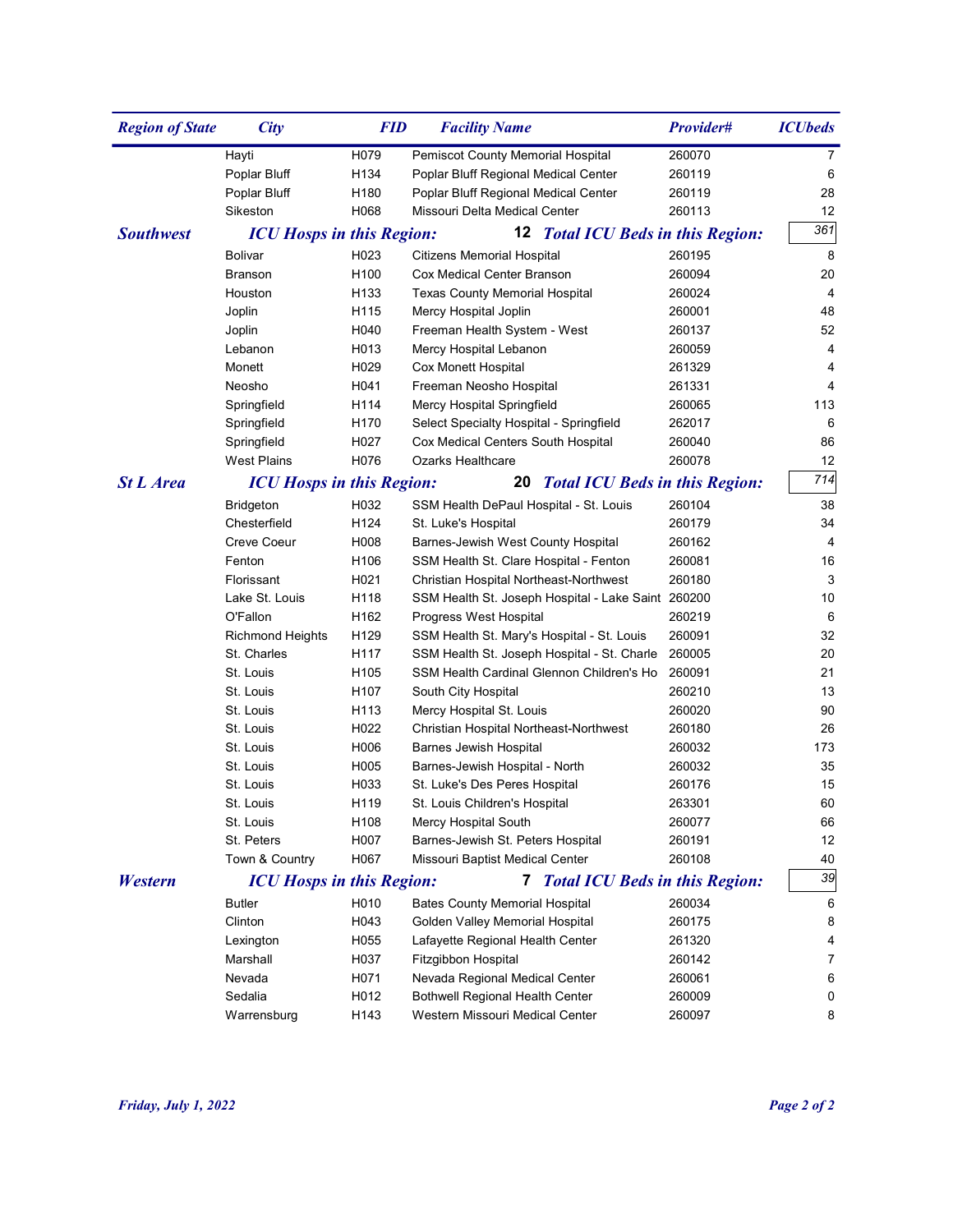| Region of State | City | FID | Facility Name | Provider# | ICUbeds |
|---|---|---|---|---|---|
| | Hayti | H079 | Pemiscot County Memorial Hospital | 260070 | 7 |
| | Poplar Bluff | H134 | Poplar Bluff Regional Medical Center | 260119 | 6 |
| | Poplar Bluff | H180 | Poplar Bluff Regional Medical Center | 260119 | 28 |
| | Sikeston | H068 | Missouri Delta Medical Center | 260113 | 12 |
| **Southwest** | **ICU Hosps in this Region:** | | **12 Total ICU Beds in this Region:** | | 361 |
| | Bolivar | H023 | Citizens Memorial Hospital | 260195 | 8 |
| | Branson | H100 | Cox Medical Center Branson | 260094 | 20 |
| | Houston | H133 | Texas County Memorial Hospital | 260024 | 4 |
| | Joplin | H115 | Mercy Hospital Joplin | 260001 | 48 |
| | Joplin | H040 | Freeman Health System - West | 260137 | 52 |
| | Lebanon | H013 | Mercy Hospital Lebanon | 260059 | 4 |
| | Monett | H029 | Cox Monett Hospital | 261329 | 4 |
| | Neosho | H041 | Freeman Neosho Hospital | 261331 | 4 |
| | Springfield | H114 | Mercy Hospital Springfield | 260065 | 113 |
| | Springfield | H170 | Select Specialty Hospital - Springfield | 262017 | 6 |
| | Springfield | H027 | Cox Medical Centers South Hospital | 260040 | 86 |
| | West Plains | H076 | Ozarks Healthcare | 260078 | 12 |
| **St L Area** | **ICU Hosps in this Region:** | | **20 Total ICU Beds in this Region:** | | 714 |
| | Bridgeton | H032 | SSM Health DePaul Hospital - St. Louis | 260104 | 38 |
| | Chesterfield | H124 | St. Luke's Hospital | 260179 | 34 |
| | Creve Coeur | H008 | Barnes-Jewish West County Hospital | 260162 | 4 |
| | Fenton | H106 | SSM Health St. Clare Hospital - Fenton | 260081 | 16 |
| | Florissant | H021 | Christian Hospital Northeast-Northwest | 260180 | 3 |
| | Lake St. Louis | H118 | SSM Health St. Joseph Hospital - Lake Saint | 260200 | 10 |
| | O'Fallon | H162 | Progress West Hospital | 260219 | 6 |
| | Richmond Heights | H129 | SSM Health St. Mary's Hospital - St. Louis | 260091 | 32 |
| | St. Charles | H117 | SSM Health St. Joseph Hospital - St. Charle | 260005 | 20 |
| | St. Louis | H105 | SSM Health Cardinal Glennon Children's Ho | 260091 | 21 |
| | St. Louis | H107 | South City Hospital | 260210 | 13 |
| | St. Louis | H113 | Mercy Hospital St. Louis | 260020 | 90 |
| | St. Louis | H022 | Christian Hospital Northeast-Northwest | 260180 | 26 |
| | St. Louis | H006 | Barnes Jewish Hospital | 260032 | 173 |
| | St. Louis | H005 | Barnes-Jewish Hospital - North | 260032 | 35 |
| | St. Louis | H033 | St. Luke's Des Peres Hospital | 260176 | 15 |
| | St. Louis | H119 | St. Louis Children's Hospital | 263301 | 60 |
| | St. Louis | H108 | Mercy Hospital South | 260077 | 66 |
| | St. Peters | H007 | Barnes-Jewish St. Peters Hospital | 260191 | 12 |
| | Town & Country | H067 | Missouri Baptist Medical Center | 260108 | 40 |
| **Western** | **ICU Hosps in this Region:** | | **7 Total ICU Beds in this Region:** | | 39 |
| | Butler | H010 | Bates County Memorial Hospital | 260034 | 6 |
| | Clinton | H043 | Golden Valley Memorial Hospital | 260175 | 8 |
| | Lexington | H055 | Lafayette Regional Health Center | 261320 | 4 |
| | Marshall | H037 | Fitzgibbon Hospital | 260142 | 7 |
| | Nevada | H071 | Nevada Regional Medical Center | 260061 | 6 |
| | Sedalia | H012 | Bothwell Regional Health Center | 260009 | 0 |
| | Warrensburg | H143 | Western Missouri Medical Center | 260097 | 8 |

*Friday, July 1, 2022*